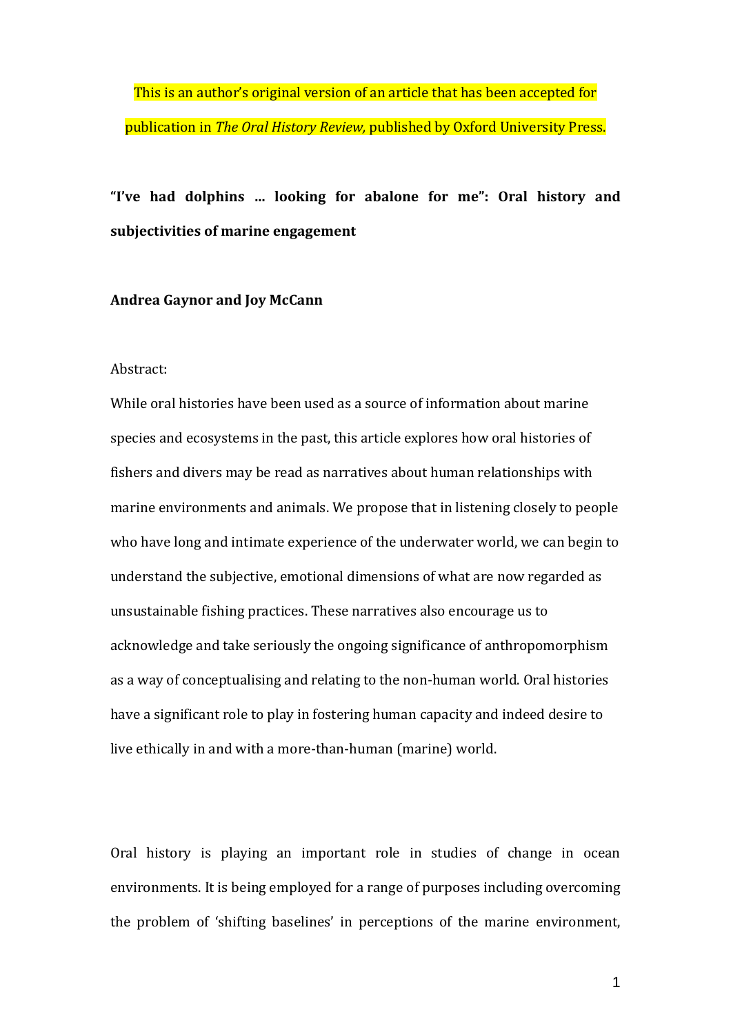This is an author's original version of an article that has been accepted for publication in *The Oral History Review,* published by Oxford University Press.

# "I've had dolphins ... looking for abalone for me": Oral history and subjectivities of marine engagement

**Andrea Gaynor and Joy McCann**

Abstract:

While oral histories have been used as a source of information about marine species and ecosystems in the past, this article explores how oral histories of fishers and divers may be read as narratives about human relationships with marine environments and animals. We propose that in listening closely to people who have long and intimate experience of the underwater world, we can begin to understand the subjective, emotional dimensions of what are now regarded as unsustainable fishing practices. These narratives also encourage us to acknowledge and take seriously the ongoing significance of anthropomorphism as a way of conceptualising and relating to the non-human world. Oral histories have a significant role to play in fostering human capacity and indeed desire to live ethically in and with a more-than-human (marine) world.

Oral history is playing an important role in studies of change in ocean environments. It is being employed for a range of purposes including overcoming the problem of 'shifting baselines' in perceptions of the marine environment,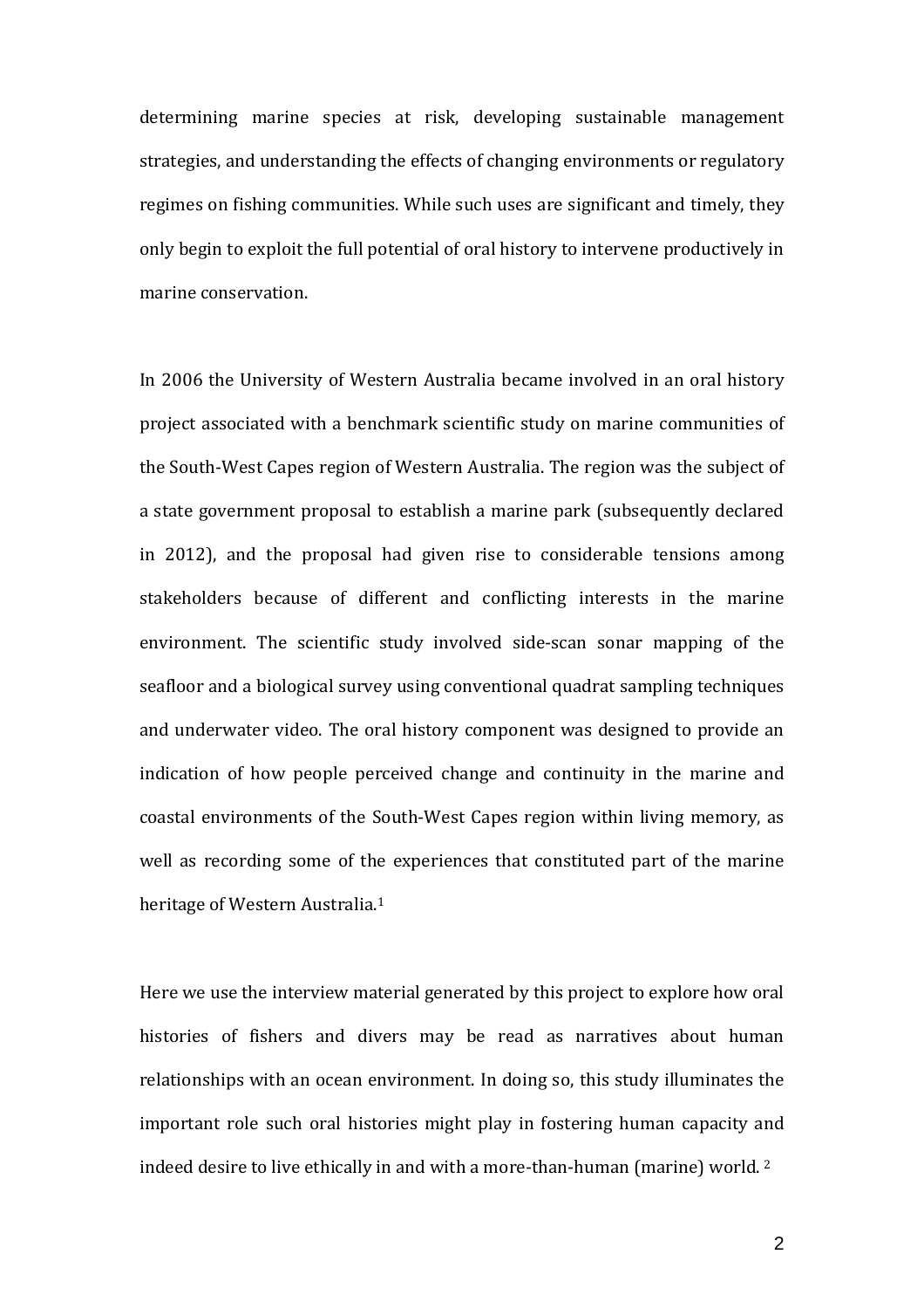determining marine species at risk, developing sustainable management strategies, and understanding the effects of changing environments or regulatory regimes on fishing communities. While such uses are significant and timely, they only begin to exploit the full potential of oral history to intervene productively in marine conservation.

In 2006 the University of Western Australia became involved in an oral history project associated with a benchmark scientific study on marine communities of the South-West Capes region of Western Australia. The region was the subject of a state government proposal to establish a marine park (subsequently declared in 2012), and the proposal had given rise to considerable tensions among stakeholders because of different and conflicting interests in the marine environment. The scientific study involved side-scan sonar mapping of the seafloor and a biological survey using conventional quadrat sampling techniques and underwater video. The oral history component was designed to provide an indication of how people perceived change and continuity in the marine and coastal environments of the South-West Capes region within living memory, as well as recording some of the experiences that constituted part of the marine heritage of Western Australia.[1]

Here we use the interview material generated by this project to explore how oral histories of fishers and divers may be read as narratives about human relationships with an ocean environment. In doing so, this study illuminates the important role such oral histories might play in fostering human capacity and indeed desire to live ethically in and with a more-than-human (marine) world. [2]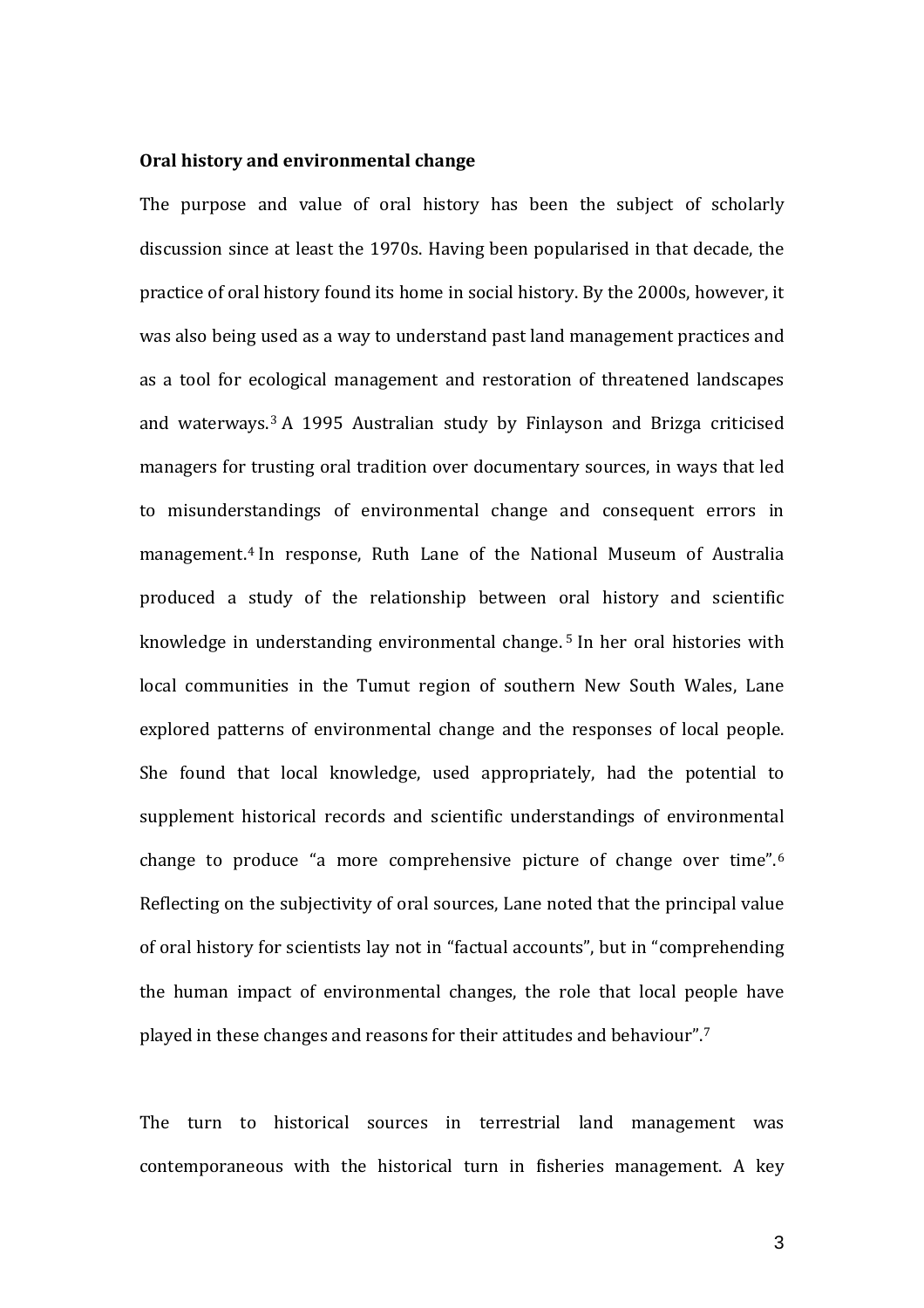**Oral history and environmental change**

The purpose and value of oral history has been the subject of scholarly discussion since at least the 1970s. Having been popularised in that decade, the practice of oral history found its home in social history. By the 2000s, however, it was also being used as a way to understand past land management practices and as a tool for ecological management and restoration of threatened landscapes and waterways.[3] A 1995 Australian study by Finlayson and Brizga criticised managers for trusting oral tradition over documentary sources, in ways that led to misunderstandings of environmental change and consequent errors in management.[4] In response, Ruth Lane of the National Museum of Australia produced a study of the relationship between oral history and scientific knowledge in understanding environmental change.[5] In her oral histories with local communities in the Tumut region of southern New South Wales, Lane explored patterns of environmental change and the responses of local people. She found that local knowledge, used appropriately, had the potential to supplement historical records and scientific understandings of environmental change to produce "a more comprehensive picture of change over time".[6] Reflecting on the subjectivity of oral sources, Lane noted that the principal value of oral history for scientists lay not in "factual accounts", but in "comprehending the human impact of environmental changes, the role that local people have played in these changes and reasons for their attitudes and behaviour".[7]

The turn to historical sources in terrestrial land management was contemporaneous with the historical turn in fisheries management. A key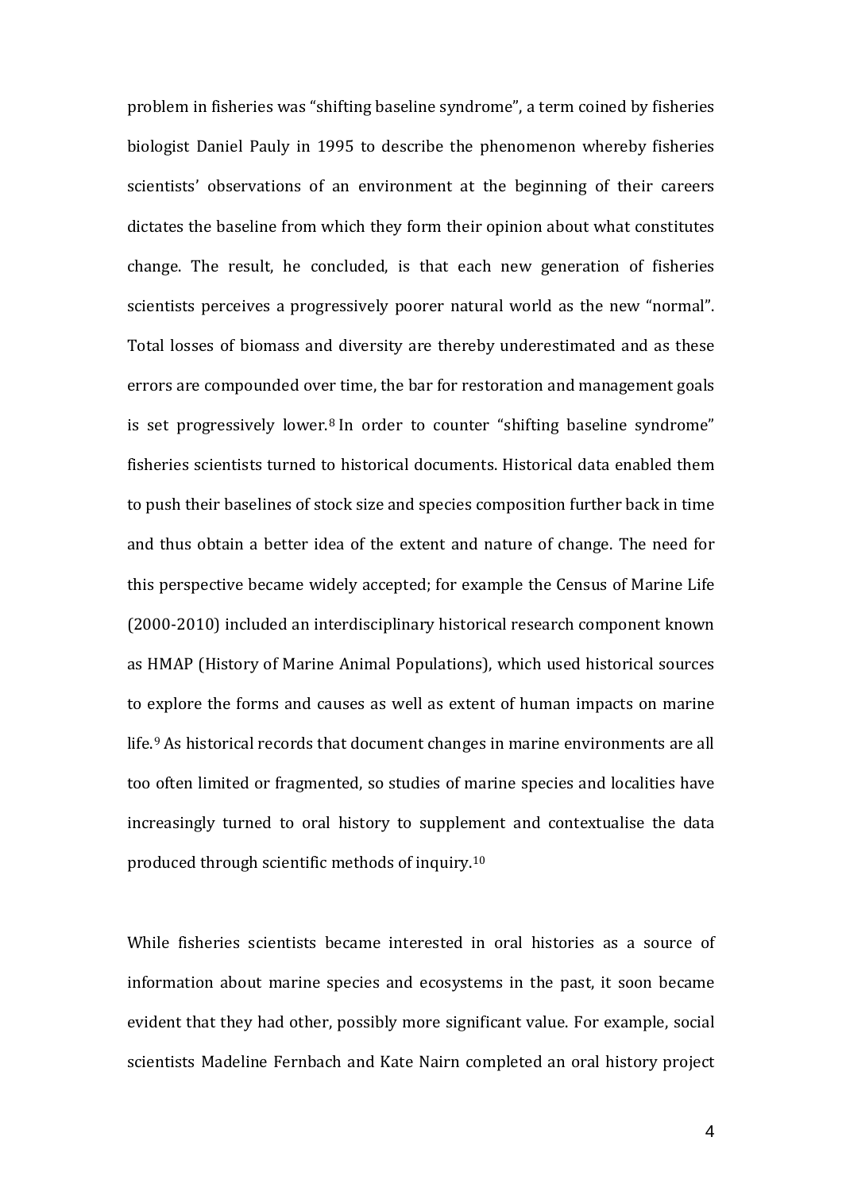problem in fisheries was "shifting baseline syndrome", a term coined by fisheries biologist Daniel Pauly in 1995 to describe the phenomenon whereby fisheries scientists' observations of an environment at the beginning of their careers dictates the baseline from which they form their opinion about what constitutes change. The result, he concluded, is that each new generation of fisheries scientists perceives a progressively poorer natural world as the new "normal". Total losses of biomass and diversity are thereby underestimated and as these errors are compounded over time, the bar for restoration and management goals is set progressively lower.[8] In order to counter "shifting baseline syndrome" fisheries scientists turned to historical documents. Historical data enabled them to push their baselines of stock size and species composition further back in time and thus obtain a better idea of the extent and nature of change. The need for this perspective became widely accepted; for example the Census of Marine Life (2000-2010) included an interdisciplinary historical research component known as HMAP (History of Marine Animal Populations), which used historical sources to explore the forms and causes as well as extent of human impacts on marine life.[9] As historical records that document changes in marine environments are all too often limited or fragmented, so studies of marine species and localities have increasingly turned to oral history to supplement and contextualise the data produced through scientific methods of inquiry.[10]

While fisheries scientists became interested in oral histories as a source of information about marine species and ecosystems in the past, it soon became evident that they had other, possibly more significant value. For example, social scientists Madeline Fernbach and Kate Nairn completed an oral history project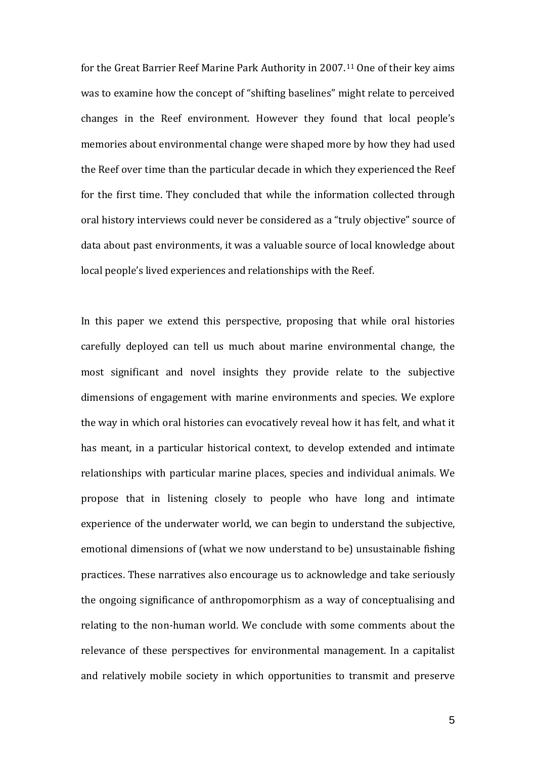for the Great Barrier Reef Marine Park Authority in 2007.[11] One of their key aims was to examine how the concept of "shifting baselines" might relate to perceived changes in the Reef environment. However they found that local people's memories about environmental change were shaped more by how they had used the Reef over time than the particular decade in which they experienced the Reef for the first time. They concluded that while the information collected through oral history interviews could never be considered as a "truly objective" source of data about past environments, it was a valuable source of local knowledge about local people's lived experiences and relationships with the Reef.

In this paper we extend this perspective, proposing that while oral histories carefully deployed can tell us much about marine environmental change, the most significant and novel insights they provide relate to the subjective dimensions of engagement with marine environments and species. We explore the way in which oral histories can evocatively reveal how it has felt, and what it has meant, in a particular historical context, to develop extended and intimate relationships with particular marine places, species and individual animals. We propose that in listening closely to people who have long and intimate experience of the underwater world, we can begin to understand the subjective, emotional dimensions of (what we now understand to be) unsustainable fishing practices. These narratives also encourage us to acknowledge and take seriously the ongoing significance of anthropomorphism as a way of conceptualising and relating to the non-human world. We conclude with some comments about the relevance of these perspectives for environmental management. In a capitalist and relatively mobile society in which opportunities to transmit and preserve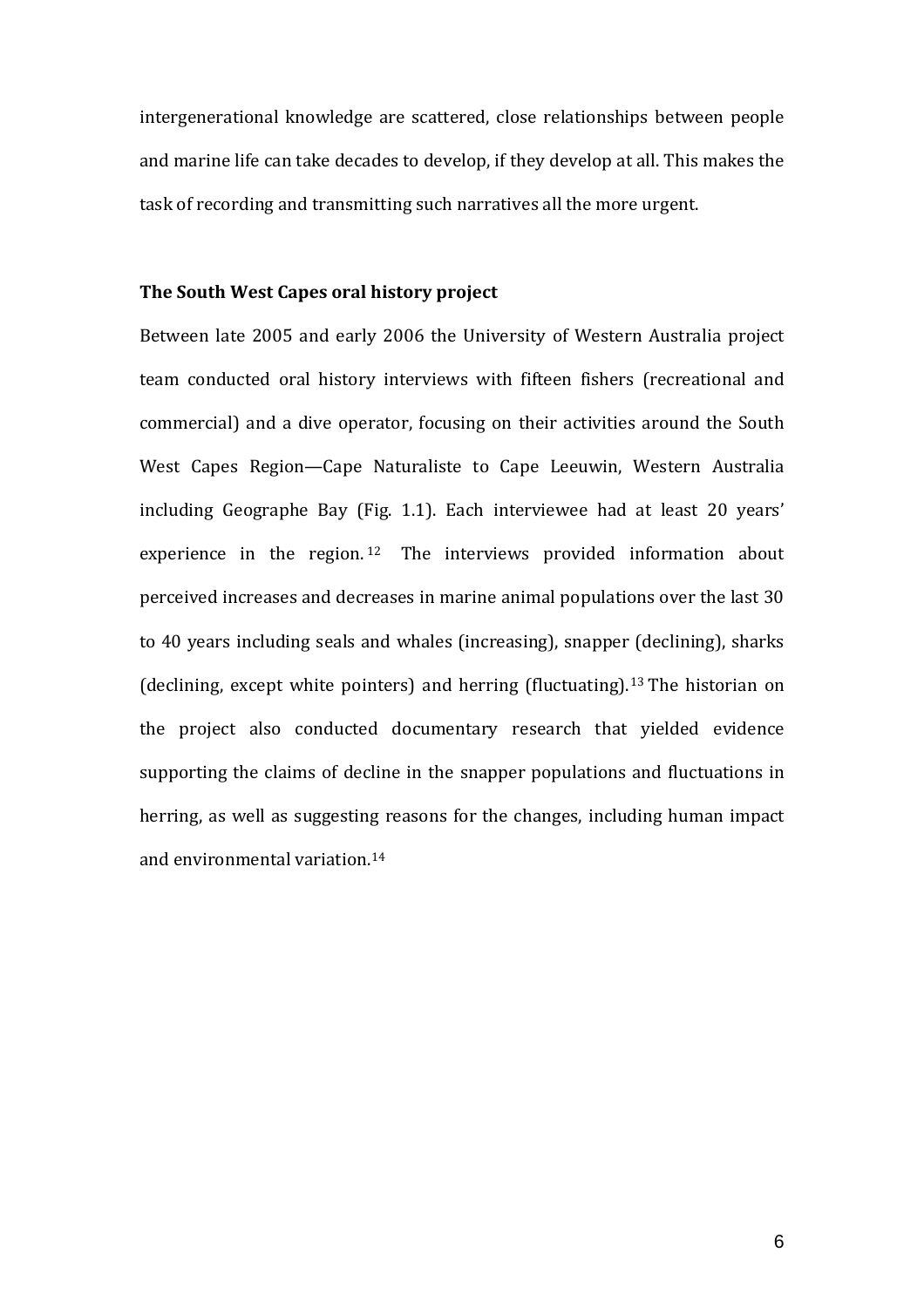intergenerational knowledge are scattered, close relationships between people and marine life can take decades to develop, if they develop at all. This makes the task of recording and transmitting such narratives all the more urgent.

## The South West Capes oral history project

Between late 2005 and early 2006 the University of Western Australia project team conducted oral history interviews with fifteen fishers (recreational and commercial) and a dive operator, focusing on their activities around the South West Capes Region—Cape Naturaliste to Cape Leeuwin, Western Australia including Geographe Bay (Fig. 1.1). Each interviewee had at least 20 years' experience in the region.[12] The interviews provided information about perceived increases and decreases in marine animal populations over the last 30 to 40 years including seals and whales (increasing), snapper (declining), sharks (declining, except white pointers) and herring (fluctuating).[13] The historian on the project also conducted documentary research that yielded evidence supporting the claims of decline in the snapper populations and fluctuations in herring, as well as suggesting reasons for the changes, including human impact and environmental variation.[14]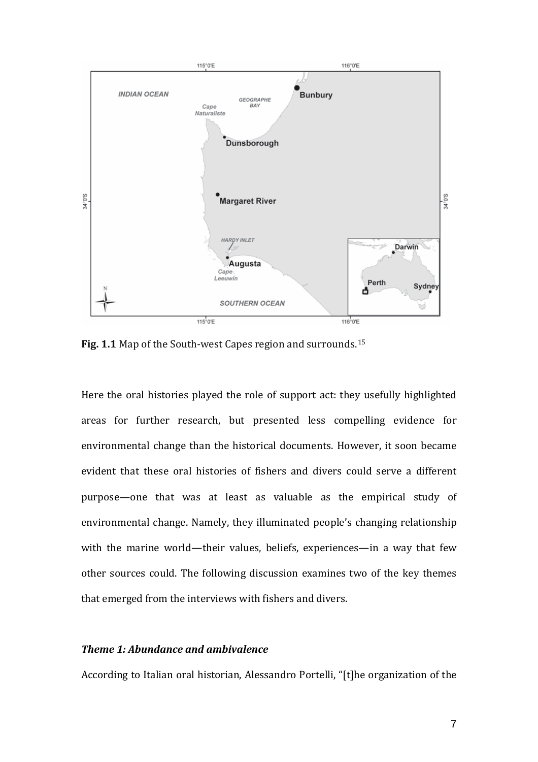**Fig. 1.1** Map of the South-west Capes region and surrounds.[15]

Here the oral histories played the role of support act: they usefully highlighted areas for further research, but presented less compelling evidence for environmental change than the historical documents. However, it soon became evident that these oral histories of fishers and divers could serve a different purpose—one that was at least as valuable as the empirical study of environmental change. Namely, they illuminated people's changing relationship with the marine world—their values, beliefs, experiences—in a way that few other sources could. The following discussion examines two of the key themes that emerged from the interviews with fishers and divers.

### *Theme 1: Abundance and ambivalence*

According to Italian oral historian, Alessandro Portelli, "[t]he organization of the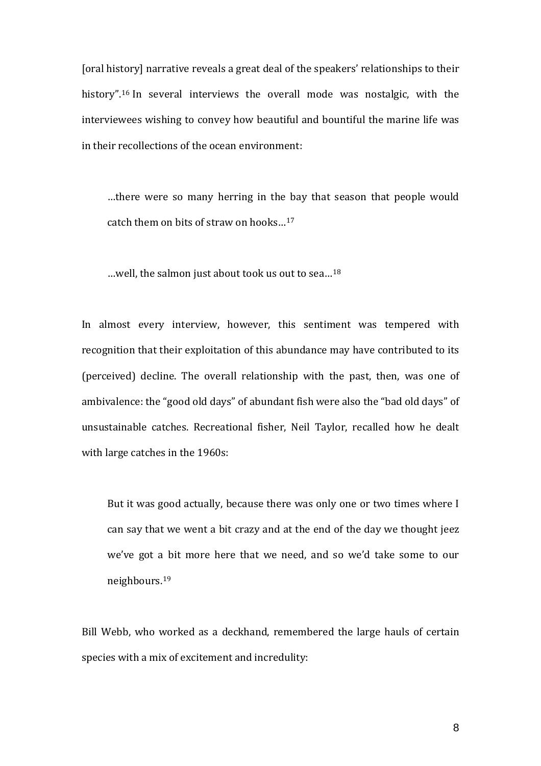[oral history] narrative reveals a great deal of the speakers' relationships to their history".[16] In several interviews the overall mode was nostalgic, with the interviewees wishing to convey how beautiful and bountiful the marine life was in their recollections of the ocean environment:

> …there were so many herring in the bay that season that people would catch them on bits of straw on hooks…[17]

> …well, the salmon just about took us out to sea…[18]

In almost every interview, however, this sentiment was tempered with recognition that their exploitation of this abundance may have contributed to its (perceived) decline. The overall relationship with the past, then, was one of ambivalence: the "good old days" of abundant fish were also the "bad old days" of unsustainable catches. Recreational fisher, Neil Taylor, recalled how he dealt with large catches in the 1960s:

> But it was good actually, because there was only one or two times where I can say that we went a bit crazy and at the end of the day we thought jeez we've got a bit more here that we need, and so we'd take some to our neighbours.[19]

Bill Webb, who worked as a deckhand, remembered the large hauls of certain species with a mix of excitement and incredulity: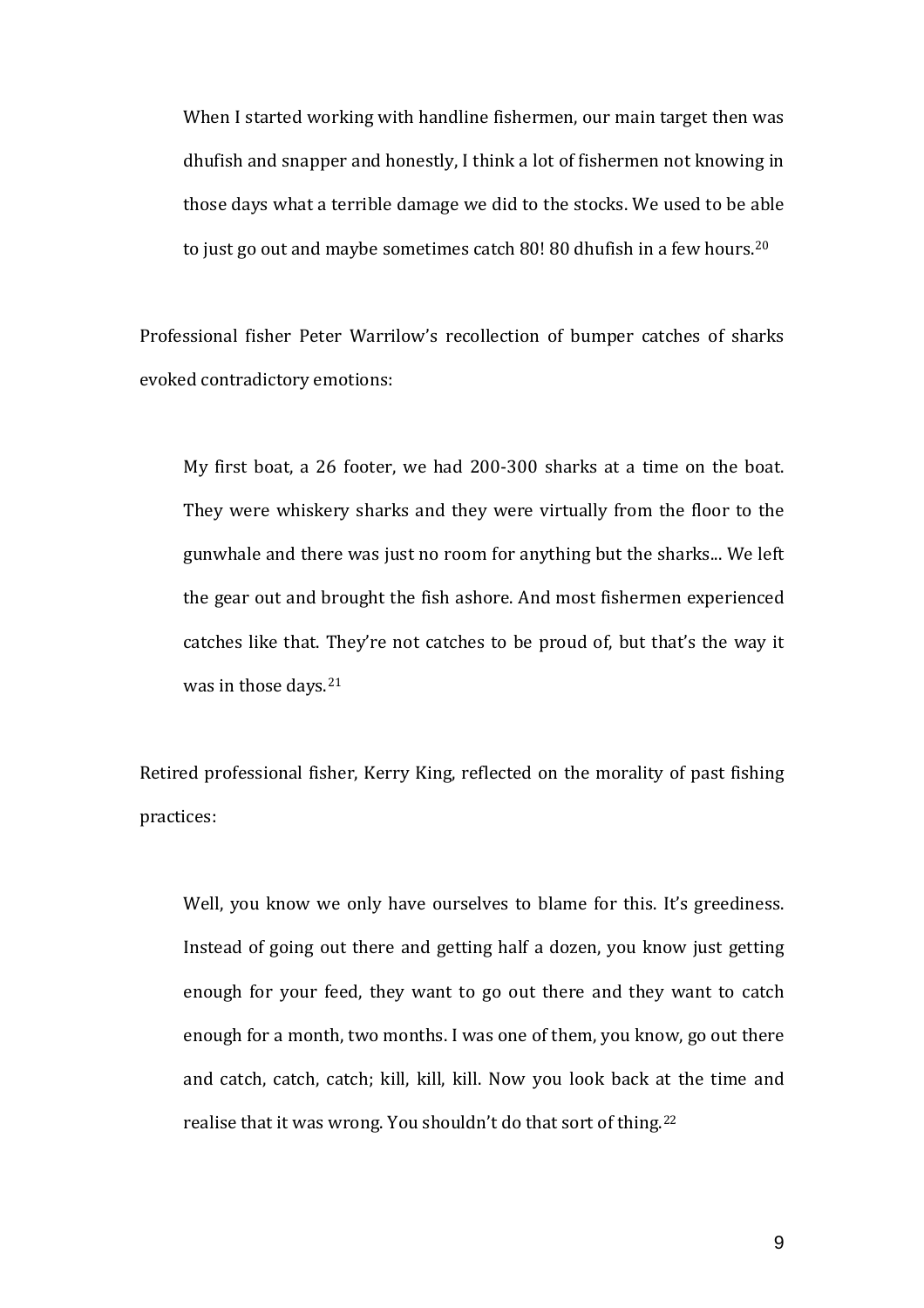> When I started working with handline fishermen, our main target then was dhufish and snapper and honestly, I think a lot of fishermen not knowing in those days what a terrible damage we did to the stocks. We used to be able to just go out and maybe sometimes catch 80! 80 dhufish in a few hours.[20]

Professional fisher Peter Warrilow's recollection of bumper catches of sharks evoked contradictory emotions:

> My first boat, a 26 footer, we had 200-300 sharks at a time on the boat. They were whiskery sharks and they were virtually from the floor to the gunwhale and there was just no room for anything but the sharks... We left the gear out and brought the fish ashore. And most fishermen experienced catches like that. They're not catches to be proud of, but that's the way it was in those days.[21]

Retired professional fisher, Kerry King, reflected on the morality of past fishing practices:

> Well, you know we only have ourselves to blame for this. It's greediness. Instead of going out there and getting half a dozen, you know just getting enough for your feed, they want to go out there and they want to catch enough for a month, two months. I was one of them, you know, go out there and catch, catch, catch; kill, kill, kill. Now you look back at the time and realise that it was wrong. You shouldn't do that sort of thing.[22]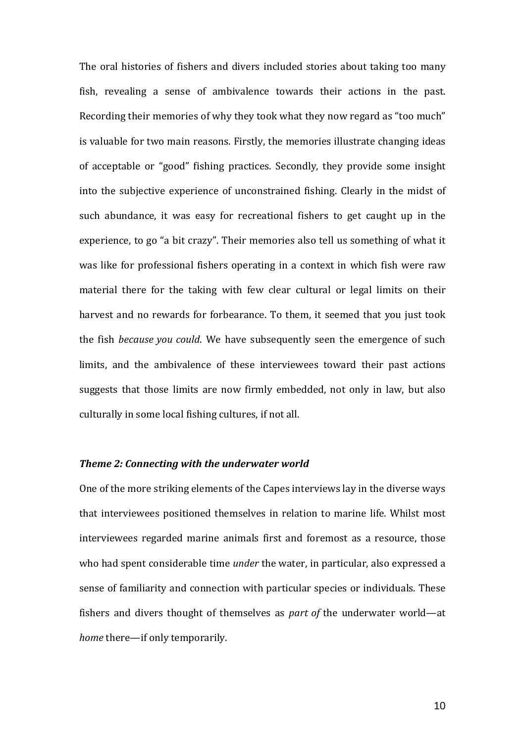The oral histories of fishers and divers included stories about taking too many fish, revealing a sense of ambivalence towards their actions in the past. Recording their memories of why they took what they now regard as "too much" is valuable for two main reasons. Firstly, the memories illustrate changing ideas of acceptable or "good" fishing practices. Secondly, they provide some insight into the subjective experience of unconstrained fishing. Clearly in the midst of such abundance, it was easy for recreational fishers to get caught up in the experience, to go "a bit crazy". Their memories also tell us something of what it was like for professional fishers operating in a context in which fish were raw material there for the taking with few clear cultural or legal limits on their harvest and no rewards for forbearance. To them, it seemed that you just took the fish *because you could*. We have subsequently seen the emergence of such limits, and the ambivalence of these interviewees toward their past actions suggests that those limits are now firmly embedded, not only in law, but also culturally in some local fishing cultures, if not all.

### *Theme 2: Connecting with the underwater world*

One of the more striking elements of the Capes interviews lay in the diverse ways that interviewees positioned themselves in relation to marine life. Whilst most interviewees regarded marine animals first and foremost as a resource, those who had spent considerable time *under* the water, in particular, also expressed a sense of familiarity and connection with particular species or individuals. These fishers and divers thought of themselves as *part of* the underwater world—at *home* there—if only temporarily.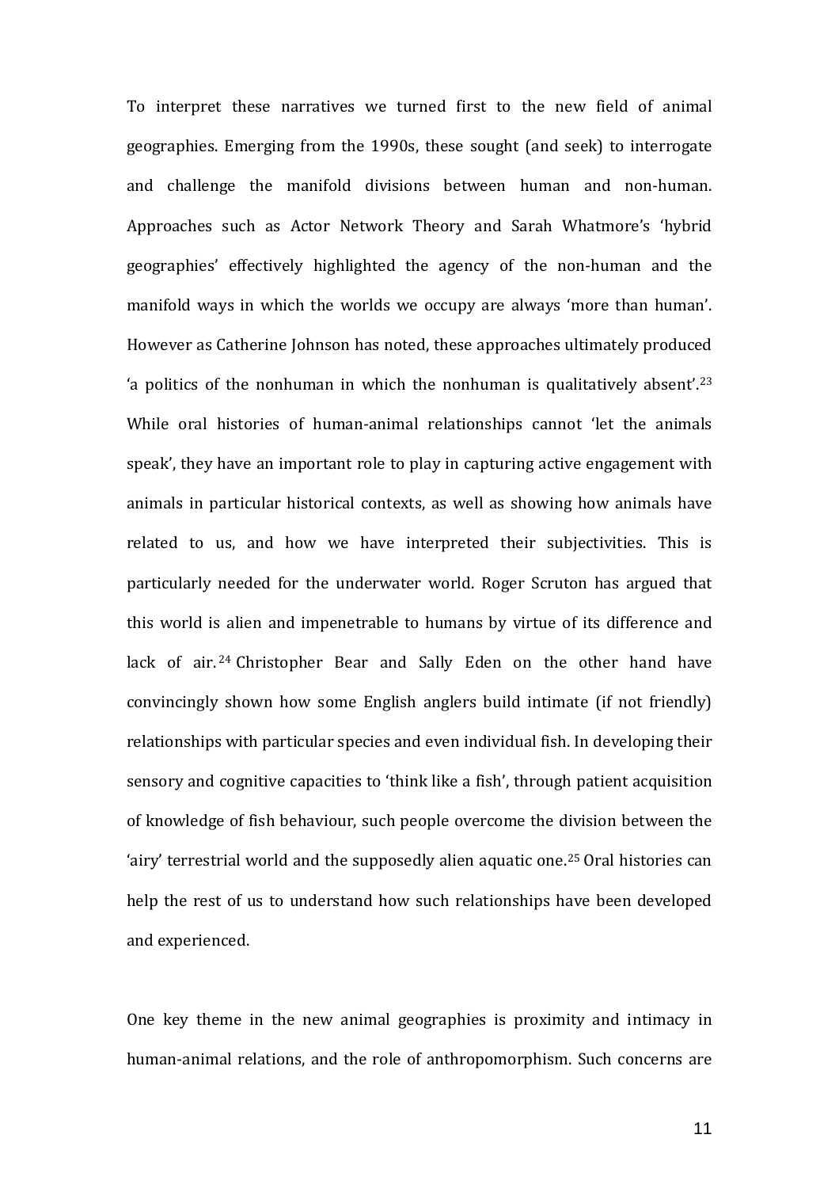To interpret these narratives we turned first to the new field of animal geographies. Emerging from the 1990s, these sought (and seek) to interrogate and challenge the manifold divisions between human and non-human. Approaches such as Actor Network Theory and Sarah Whatmore's 'hybrid geographies' effectively highlighted the agency of the non-human and the manifold ways in which the worlds we occupy are always 'more than human'. However as Catherine Johnson has noted, these approaches ultimately produced 'a politics of the nonhuman in which the nonhuman is qualitatively absent'.[23] While oral histories of human-animal relationships cannot 'let the animals speak', they have an important role to play in capturing active engagement with animals in particular historical contexts, as well as showing how animals have related to us, and how we have interpreted their subjectivities. This is particularly needed for the underwater world. Roger Scruton has argued that this world is alien and impenetrable to humans by virtue of its difference and lack of air.[24] Christopher Bear and Sally Eden on the other hand have convincingly shown how some English anglers build intimate (if not friendly) relationships with particular species and even individual fish. In developing their sensory and cognitive capacities to 'think like a fish', through patient acquisition of knowledge of fish behaviour, such people overcome the division between the 'airy' terrestrial world and the supposedly alien aquatic one.[25] Oral histories can help the rest of us to understand how such relationships have been developed and experienced.

One key theme in the new animal geographies is proximity and intimacy in human-animal relations, and the role of anthropomorphism. Such concerns are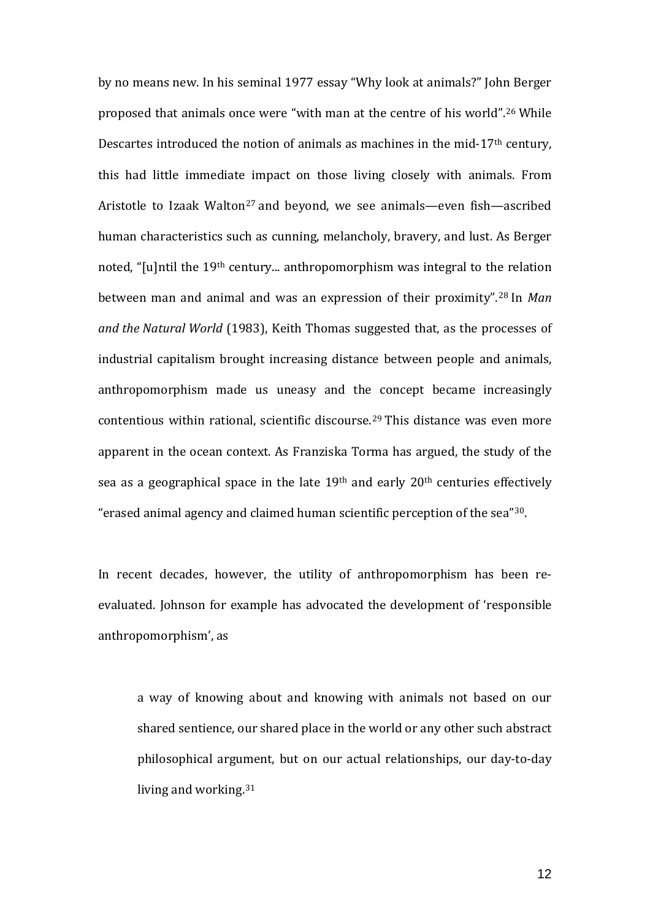by no means new. In his seminal 1977 essay "Why look at animals?" John Berger proposed that animals once were "with man at the centre of his world".[26] While Descartes introduced the notion of animals as machines in the mid-17th century, this had little immediate impact on those living closely with animals. From Aristotle to Izaak Walton[27] and beyond, we see animals—even fish—ascribed human characteristics such as cunning, melancholy, bravery, and lust. As Berger noted, "[u]ntil the 19th century... anthropomorphism was integral to the relation between man and animal and was an expression of their proximity".[28] In *Man and the Natural World* (1983), Keith Thomas suggested that, as the processes of industrial capitalism brought increasing distance between people and animals, anthropomorphism made us uneasy and the concept became increasingly contentious within rational, scientific discourse.[29] This distance was even more apparent in the ocean context. As Franziska Torma has argued, the study of the sea as a geographical space in the late 19th and early 20th centuries effectively "erased animal agency and claimed human scientific perception of the sea"[30].

In recent decades, however, the utility of anthropomorphism has been re-evaluated. Johnson for example has advocated the development of 'responsible anthropomorphism', as

> a way of knowing about and knowing with animals not based on our shared sentience, our shared place in the world or any other such abstract philosophical argument, but on our actual relationships, our day-to-day living and working.[31]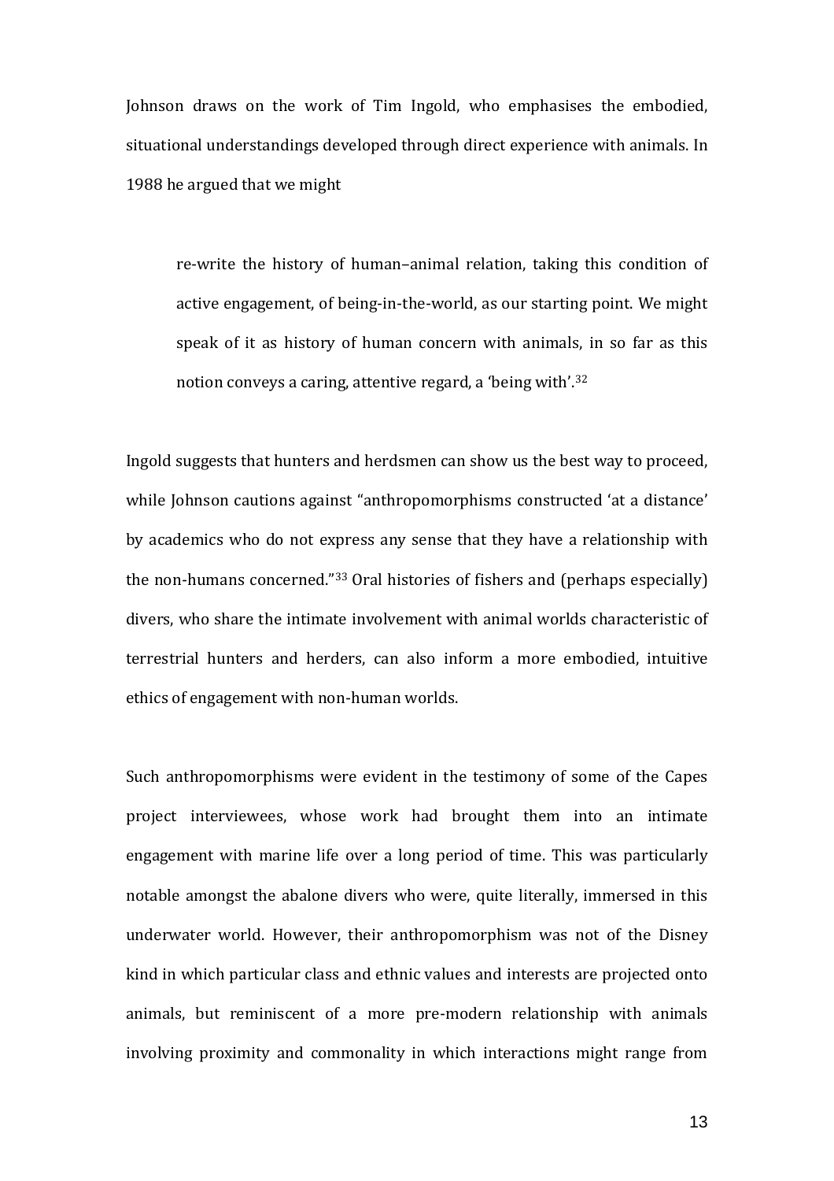Johnson draws on the work of Tim Ingold, who emphasises the embodied, situational understandings developed through direct experience with animals. In 1988 he argued that we might

> re-write the history of human–animal relation, taking this condition of active engagement, of being-in-the-world, as our starting point. We might speak of it as history of human concern with animals, in so far as this notion conveys a caring, attentive regard, a 'being with'.[32]

Ingold suggests that hunters and herdsmen can show us the best way to proceed, while Johnson cautions against "anthropomorphisms constructed 'at a distance' by academics who do not express any sense that they have a relationship with the non-humans concerned."[33] Oral histories of fishers and (perhaps especially) divers, who share the intimate involvement with animal worlds characteristic of terrestrial hunters and herders, can also inform a more embodied, intuitive ethics of engagement with non-human worlds.

Such anthropomorphisms were evident in the testimony of some of the Capes project interviewees, whose work had brought them into an intimate engagement with marine life over a long period of time. This was particularly notable amongst the abalone divers who were, quite literally, immersed in this underwater world. However, their anthropomorphism was not of the Disney kind in which particular class and ethnic values and interests are projected onto animals, but reminiscent of a more pre-modern relationship with animals involving proximity and commonality in which interactions might range from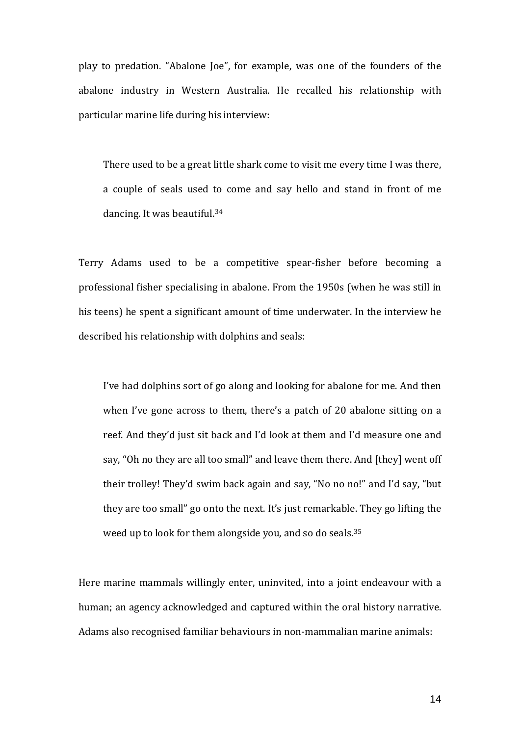play to predation. "Abalone Joe", for example, was one of the founders of the abalone industry in Western Australia. He recalled his relationship with particular marine life during his interview:

> There used to be a great little shark come to visit me every time I was there, a couple of seals used to come and say hello and stand in front of me dancing. It was beautiful.[34]

Terry Adams used to be a competitive spear-fisher before becoming a professional fisher specialising in abalone. From the 1950s (when he was still in his teens) he spent a significant amount of time underwater. In the interview he described his relationship with dolphins and seals:

> I've had dolphins sort of go along and looking for abalone for me. And then when I've gone across to them, there's a patch of 20 abalone sitting on a reef. And they'd just sit back and I'd look at them and I'd measure one and say, "Oh no they are all too small" and leave them there. And [they] went off their trolley! They'd swim back again and say, "No no no!" and I'd say, "but they are too small" go onto the next. It's just remarkable. They go lifting the weed up to look for them alongside you, and so do seals.[35]

Here marine mammals willingly enter, uninvited, into a joint endeavour with a human; an agency acknowledged and captured within the oral history narrative. Adams also recognised familiar behaviours in non-mammalian marine animals: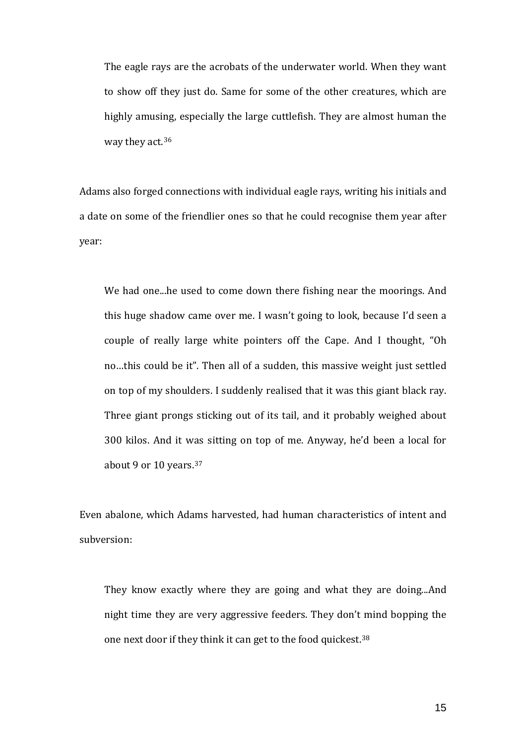> The eagle rays are the acrobats of the underwater world. When they want to show off they just do. Same for some of the other creatures, which are highly amusing, especially the large cuttlefish. They are almost human the way they act.[36]

Adams also forged connections with individual eagle rays, writing his initials and a date on some of the friendlier ones so that he could recognise them year after year:

> We had one...he used to come down there fishing near the moorings. And this huge shadow came over me. I wasn't going to look, because I'd seen a couple of really large white pointers off the Cape. And I thought, "Oh no…this could be it". Then all of a sudden, this massive weight just settled on top of my shoulders. I suddenly realised that it was this giant black ray. Three giant prongs sticking out of its tail, and it probably weighed about 300 kilos. And it was sitting on top of me. Anyway, he'd been a local for about 9 or 10 years.[37]

Even abalone, which Adams harvested, had human characteristics of intent and subversion:

> They know exactly where they are going and what they are doing...And night time they are very aggressive feeders. They don't mind bopping the one next door if they think it can get to the food quickest.[38]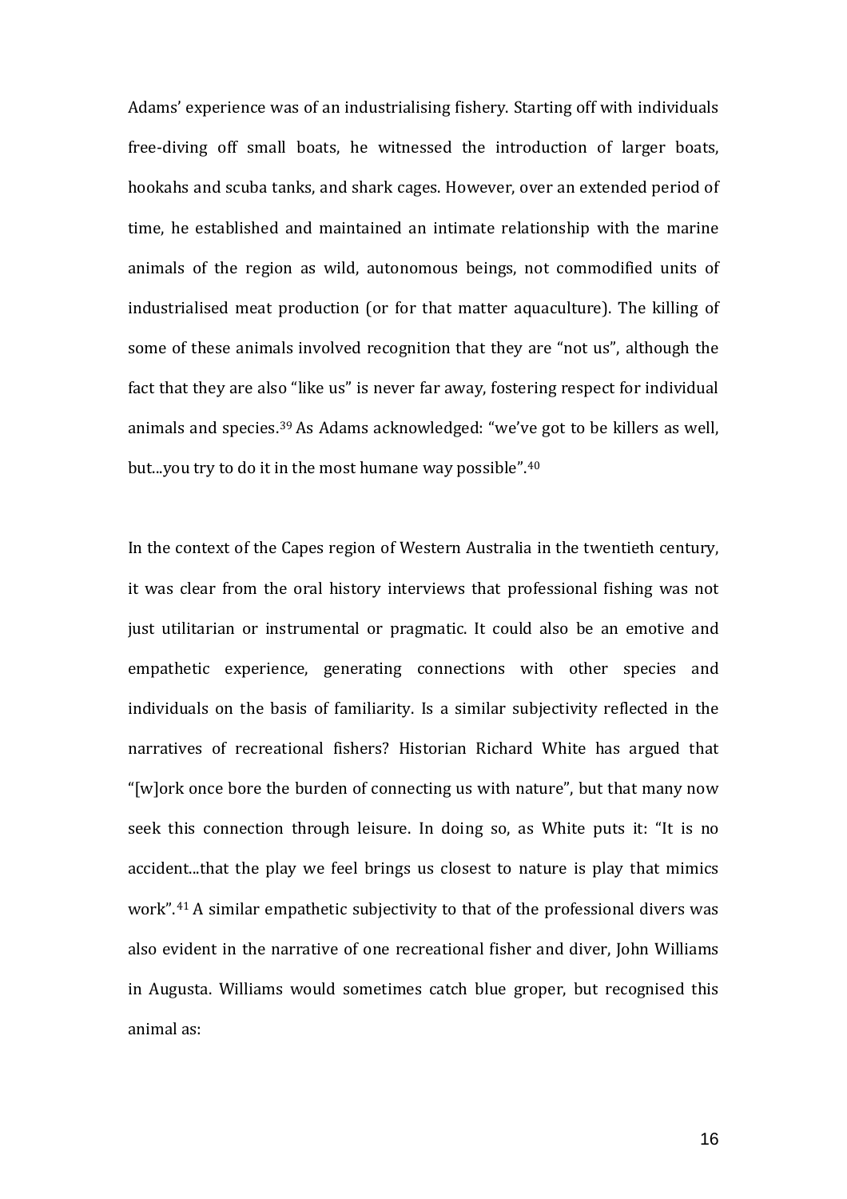Adams' experience was of an industrialising fishery. Starting off with individuals free-diving off small boats, he witnessed the introduction of larger boats, hookahs and scuba tanks, and shark cages. However, over an extended period of time, he established and maintained an intimate relationship with the marine animals of the region as wild, autonomous beings, not commodified units of industrialised meat production (or for that matter aquaculture). The killing of some of these animals involved recognition that they are "not us", although the fact that they are also "like us" is never far away, fostering respect for individual animals and species.[39] As Adams acknowledged: "we've got to be killers as well, but...you try to do it in the most humane way possible".[40]

In the context of the Capes region of Western Australia in the twentieth century, it was clear from the oral history interviews that professional fishing was not just utilitarian or instrumental or pragmatic. It could also be an emotive and empathetic experience, generating connections with other species and individuals on the basis of familiarity. Is a similar subjectivity reflected in the narratives of recreational fishers? Historian Richard White has argued that "[w]ork once bore the burden of connecting us with nature", but that many now seek this connection through leisure. In doing so, as White puts it: "It is no accident...that the play we feel brings us closest to nature is play that mimics work".[41] A similar empathetic subjectivity to that of the professional divers was also evident in the narrative of one recreational fisher and diver, John Williams in Augusta. Williams would sometimes catch blue groper, but recognised this animal as: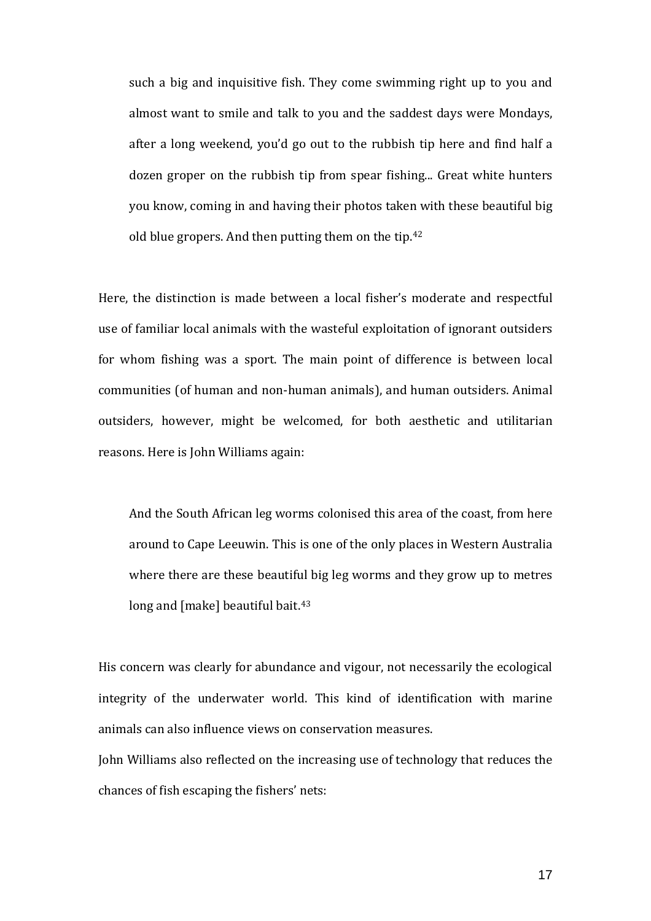> such a big and inquisitive fish. They come swimming right up to you and almost want to smile and talk to you and the saddest days were Mondays, after a long weekend, you'd go out to the rubbish tip here and find half a dozen groper on the rubbish tip from spear fishing... Great white hunters you know, coming in and having their photos taken with these beautiful big old blue gropers. And then putting them on the tip.[42]

Here, the distinction is made between a local fisher's moderate and respectful use of familiar local animals with the wasteful exploitation of ignorant outsiders for whom fishing was a sport. The main point of difference is between local communities (of human and non-human animals), and human outsiders. Animal outsiders, however, might be welcomed, for both aesthetic and utilitarian reasons. Here is John Williams again:

> And the South African leg worms colonised this area of the coast, from here around to Cape Leeuwin. This is one of the only places in Western Australia where there are these beautiful big leg worms and they grow up to metres long and [make] beautiful bait.[43]

His concern was clearly for abundance and vigour, not necessarily the ecological integrity of the underwater world. This kind of identification with marine animals can also influence views on conservation measures.

John Williams also reflected on the increasing use of technology that reduces the chances of fish escaping the fishers' nets: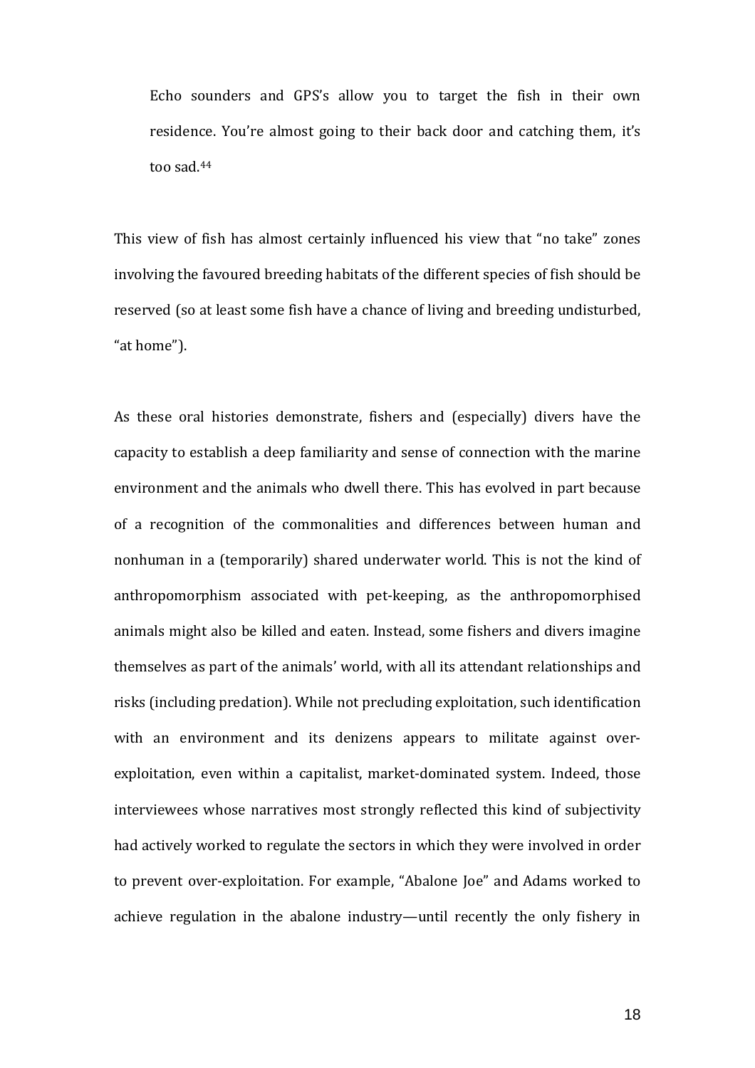> Echo sounders and GPS's allow you to target the fish in their own residence. You're almost going to their back door and catching them, it's too sad.[44]

This view of fish has almost certainly influenced his view that "no take" zones involving the favoured breeding habitats of the different species of fish should be reserved (so at least some fish have a chance of living and breeding undisturbed, "at home").

As these oral histories demonstrate, fishers and (especially) divers have the capacity to establish a deep familiarity and sense of connection with the marine environment and the animals who dwell there. This has evolved in part because of a recognition of the commonalities and differences between human and nonhuman in a (temporarily) shared underwater world. This is not the kind of anthropomorphism associated with pet-keeping, as the anthropomorphised animals might also be killed and eaten. Instead, some fishers and divers imagine themselves as part of the animals' world, with all its attendant relationships and risks (including predation). While not precluding exploitation, such identification with an environment and its denizens appears to militate against over-exploitation, even within a capitalist, market-dominated system. Indeed, those interviewees whose narratives most strongly reflected this kind of subjectivity had actively worked to regulate the sectors in which they were involved in order to prevent over-exploitation. For example, "Abalone Joe" and Adams worked to achieve regulation in the abalone industry—until recently the only fishery in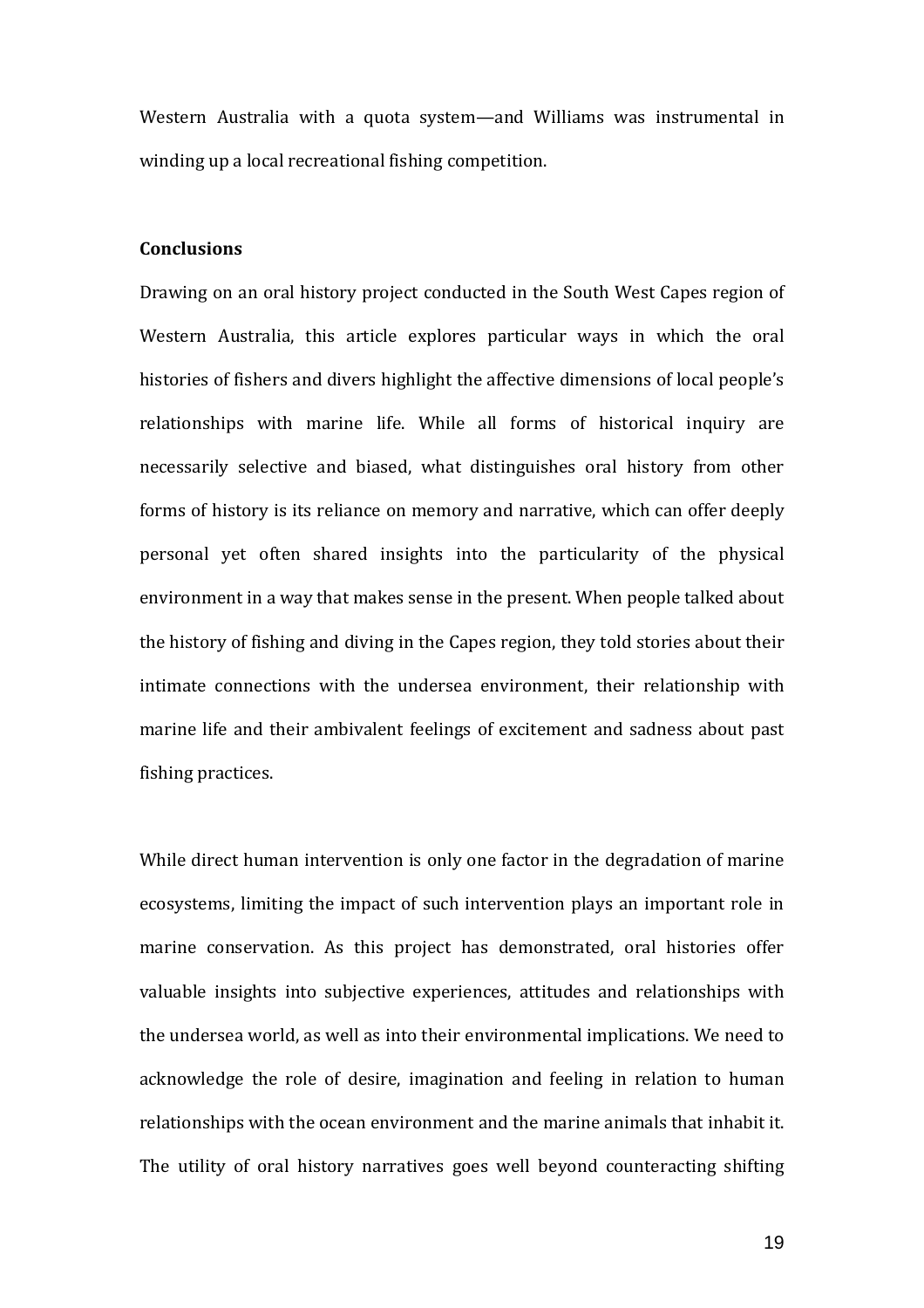Western Australia with a quota system—and Williams was instrumental in winding up a local recreational fishing competition.

**Conclusions**

Drawing on an oral history project conducted in the South West Capes region of Western Australia, this article explores particular ways in which the oral histories of fishers and divers highlight the affective dimensions of local people's relationships with marine life. While all forms of historical inquiry are necessarily selective and biased, what distinguishes oral history from other forms of history is its reliance on memory and narrative, which can offer deeply personal yet often shared insights into the particularity of the physical environment in a way that makes sense in the present. When people talked about the history of fishing and diving in the Capes region, they told stories about their intimate connections with the undersea environment, their relationship with marine life and their ambivalent feelings of excitement and sadness about past fishing practices.

While direct human intervention is only one factor in the degradation of marine ecosystems, limiting the impact of such intervention plays an important role in marine conservation. As this project has demonstrated, oral histories offer valuable insights into subjective experiences, attitudes and relationships with the undersea world, as well as into their environmental implications. We need to acknowledge the role of desire, imagination and feeling in relation to human relationships with the ocean environment and the marine animals that inhabit it. The utility of oral history narratives goes well beyond counteracting shifting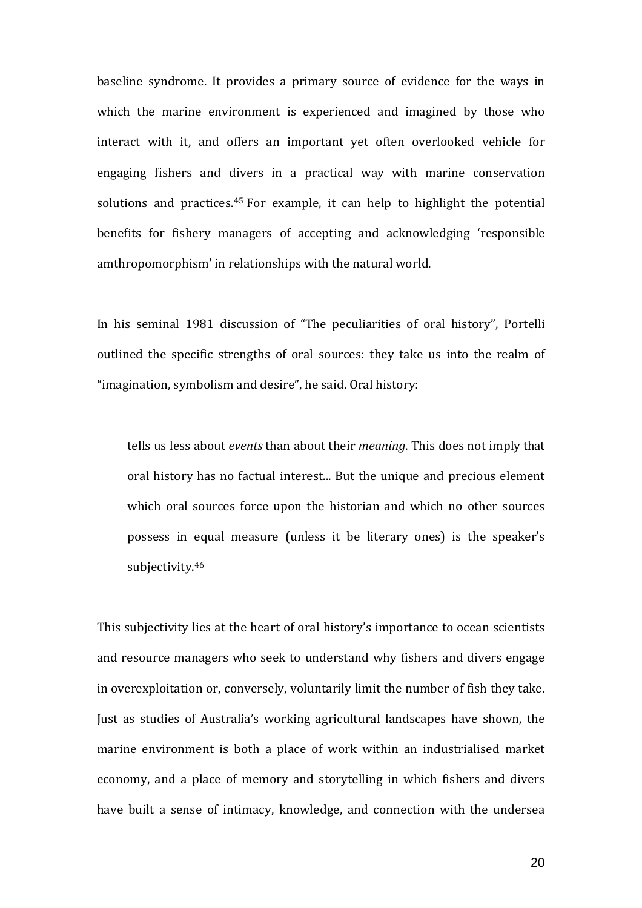baseline syndrome. It provides a primary source of evidence for the ways in which the marine environment is experienced and imagined by those who interact with it, and offers an important yet often overlooked vehicle for engaging fishers and divers in a practical way with marine conservation solutions and practices.[45] For example, it can help to highlight the potential benefits for fishery managers of accepting and acknowledging 'responsible amthropomorphism' in relationships with the natural world.

In his seminal 1981 discussion of "The peculiarities of oral history", Portelli outlined the specific strengths of oral sources: they take us into the realm of "imagination, symbolism and desire", he said. Oral history:

> tells us less about *events* than about their *meaning*. This does not imply that oral history has no factual interest... But the unique and precious element which oral sources force upon the historian and which no other sources possess in equal measure (unless it be literary ones) is the speaker's subjectivity.[46]

This subjectivity lies at the heart of oral history's importance to ocean scientists and resource managers who seek to understand why fishers and divers engage in overexploitation or, conversely, voluntarily limit the number of fish they take. Just as studies of Australia's working agricultural landscapes have shown, the marine environment is both a place of work within an industrialised market economy, and a place of memory and storytelling in which fishers and divers have built a sense of intimacy, knowledge, and connection with the undersea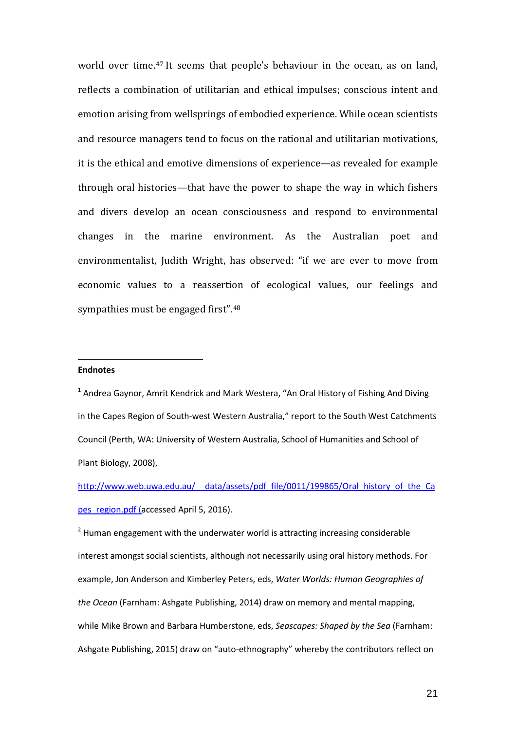world over time.[47] It seems that people's behaviour in the ocean, as on land, reflects a combination of utilitarian and ethical impulses; conscious intent and emotion arising from wellsprings of embodied experience. While ocean scientists and resource managers tend to focus on the rational and utilitarian motivations, it is the ethical and emotive dimensions of experience—as revealed for example through oral histories—that have the power to shape the way in which fishers and divers develop an ocean consciousness and respond to environmental changes in the marine environment. As the Australian poet and environmentalist, Judith Wright, has observed: "if we are ever to move from economic values to a reassertion of ecological values, our feelings and sympathies must be engaged first".[48]

**Endnotes**

[1] Andrea Gaynor, Amrit Kendrick and Mark Westera, "An Oral History of Fishing And Diving in the Capes Region of South-west Western Australia," report to the South West Catchments Council (Perth, WA: University of Western Australia, School of Humanities and School of Plant Biology, 2008), http://www.web.uwa.edu.au/__data/assets/pdf_file/0011/199865/Oral_history_of_the_Capes_region.pdf (accessed April 5, 2016).

[2] Human engagement with the underwater world is attracting increasing considerable interest amongst social scientists, although not necessarily using oral history methods. For example, Jon Anderson and Kimberley Peters, eds, *Water Worlds: Human Geographies of the Ocean* (Farnham: Ashgate Publishing, 2014) draw on memory and mental mapping, while Mike Brown and Barbara Humberstone, eds, *Seascapes: Shaped by the Sea* (Farnham: Ashgate Publishing, 2015) draw on "auto-ethnography" whereby the contributors reflect on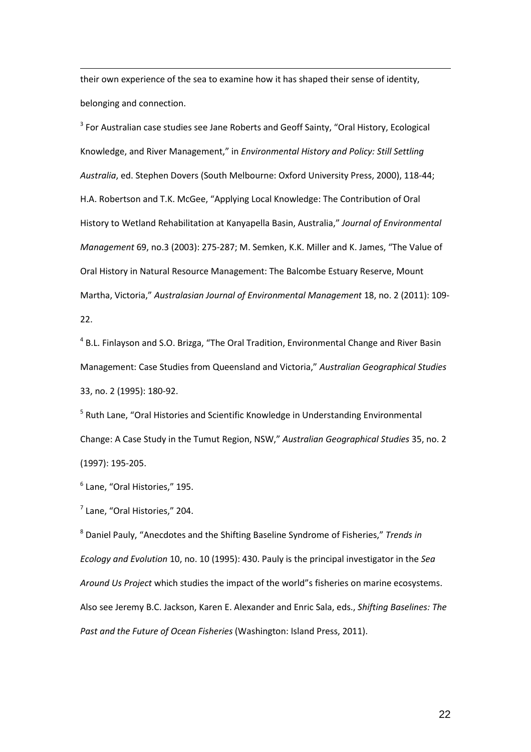their own experience of the sea to examine how it has shaped their sense of identity, belonging and connection.

[3] For Australian case studies see Jane Roberts and Geoff Sainty, "Oral History, Ecological Knowledge, and River Management," in *Environmental History and Policy: Still Settling Australia*, ed. Stephen Dovers (South Melbourne: Oxford University Press, 2000), 118-44; H.A. Robertson and T.K. McGee, "Applying Local Knowledge: The Contribution of Oral History to Wetland Rehabilitation at Kanyapella Basin, Australia," *Journal of Environmental Management* 69, no.3 (2003): 275-287; M. Semken, K.K. Miller and K. James, "The Value of Oral History in Natural Resource Management: The Balcombe Estuary Reserve, Mount Martha, Victoria," *Australasian Journal of Environmental Management* 18, no. 2 (2011): 109-22.

[4] B.L. Finlayson and S.O. Brizga, "The Oral Tradition, Environmental Change and River Basin Management: Case Studies from Queensland and Victoria," *Australian Geographical Studies* 33, no. 2 (1995): 180-92.

[5] Ruth Lane, "Oral Histories and Scientific Knowledge in Understanding Environmental Change: A Case Study in the Tumut Region, NSW," *Australian Geographical Studies* 35, no. 2 (1997): 195-205.

[6] Lane, "Oral Histories," 195.

[7] Lane, "Oral Histories," 204.

[8] Daniel Pauly, "Anecdotes and the Shifting Baseline Syndrome of Fisheries," *Trends in Ecology and Evolution* 10, no. 10 (1995): 430. Pauly is the principal investigator in the *Sea Around Us Project* which studies the impact of the world"s fisheries on marine ecosystems. Also see Jeremy B.C. Jackson, Karen E. Alexander and Enric Sala, eds., *Shifting Baselines: The Past and the Future of Ocean Fisheries* (Washington: Island Press, 2011).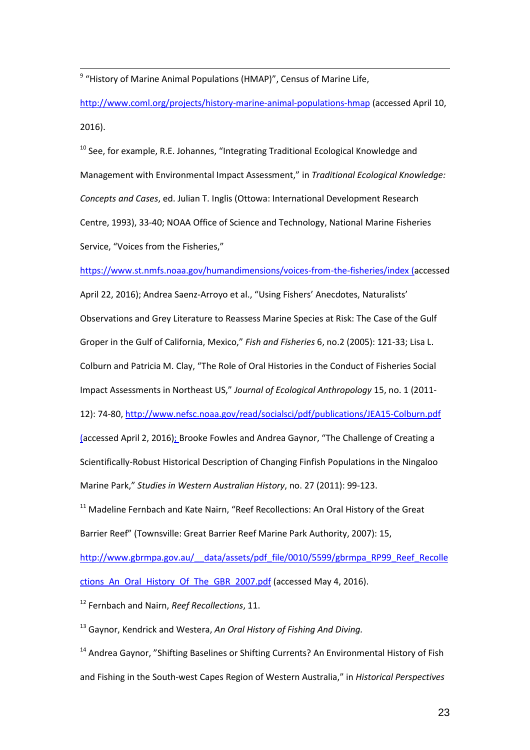[9] "History of Marine Animal Populations (HMAP)", Census of Marine Life, http://www.coml.org/projects/history-marine-animal-populations-hmap (accessed April 10, 2016).

[10] See, for example, R.E. Johannes, "Integrating Traditional Ecological Knowledge and Management with Environmental Impact Assessment," in *Traditional Ecological Knowledge: Concepts and Cases*, ed. Julian T. Inglis (Ottowa: International Development Research Centre, 1993), 33-40; NOAA Office of Science and Technology, National Marine Fisheries Service, "Voices from the Fisheries," https://www.st.nmfs.noaa.gov/humandimensions/voices-from-the-fisheries/index (accessed April 22, 2016); Andrea Saenz-Arroyo et al., "Using Fishers' Anecdotes, Naturalists' Observations and Grey Literature to Reassess Marine Species at Risk: The Case of the Gulf Groper in the Gulf of California, Mexico," *Fish and Fisheries* 6, no.2 (2005): 121-33; Lisa L. Colburn and Patricia M. Clay, "The Role of Oral Histories in the Conduct of Fisheries Social Impact Assessments in Northeast US," *Journal of Ecological Anthropology* 15, no. 1 (2011-12): 74-80, http://www.nefsc.noaa.gov/read/socialsci/pdf/publications/JEA15-Colburn.pdf (accessed April 2, 2016); Brooke Fowles and Andrea Gaynor, "The Challenge of Creating a Scientifically-Robust Historical Description of Changing Finfish Populations in the Ningaloo Marine Park," *Studies in Western Australian History*, no. 27 (2011): 99-123.

[11] Madeline Fernbach and Kate Nairn, "Reef Recollections: An Oral History of the Great Barrier Reef" (Townsville: Great Barrier Reef Marine Park Authority, 2007): 15, http://www.gbrmpa.gov.au/__data/assets/pdf_file/0010/5599/gbrmpa_RP99_Reef_Recollections_An_Oral_History_Of_The_GBR_2007.pdf (accessed May 4, 2016).

[12] Fernbach and Nairn, *Reef Recollections*, 11.

[13] Gaynor, Kendrick and Westera, *An Oral History of Fishing And Diving.*

[14] Andrea Gaynor, "Shifting Baselines or Shifting Currents? An Environmental History of Fish and Fishing in the South-west Capes Region of Western Australia," in *Historical Perspectives*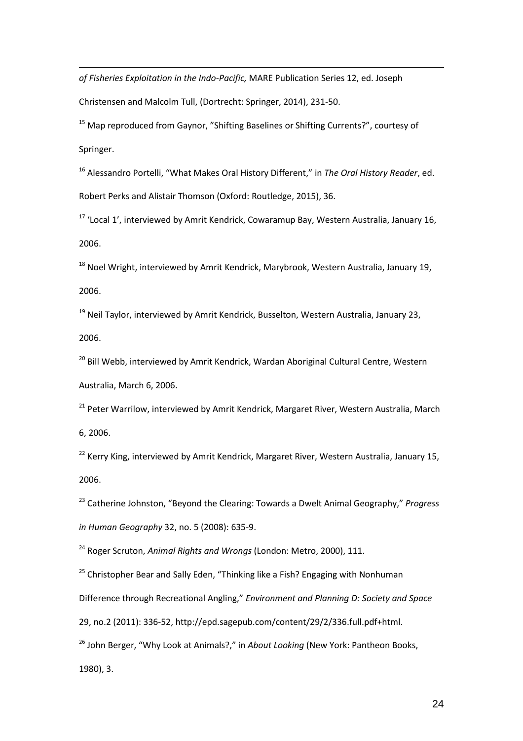*of Fisheries Exploitation in the Indo-Pacific,* MARE Publication Series 12, ed. Joseph Christensen and Malcolm Tull, (Dortrecht: Springer, 2014), 231-50.

[15] Map reproduced from Gaynor, "Shifting Baselines or Shifting Currents?", courtesy of Springer.

[16] Alessandro Portelli, "What Makes Oral History Different," in *The Oral History Reader*, ed. Robert Perks and Alistair Thomson (Oxford: Routledge, 2015), 36.

[17] 'Local 1', interviewed by Amrit Kendrick, Cowaramup Bay, Western Australia, January 16, 2006.

[18] Noel Wright, interviewed by Amrit Kendrick, Marybrook, Western Australia, January 19, 2006.

[19] Neil Taylor, interviewed by Amrit Kendrick, Busselton, Western Australia, January 23, 2006.

[20] Bill Webb, interviewed by Amrit Kendrick, Wardan Aboriginal Cultural Centre, Western Australia, March 6, 2006.

[21] Peter Warrilow, interviewed by Amrit Kendrick, Margaret River, Western Australia, March 6, 2006.

[22] Kerry King, interviewed by Amrit Kendrick, Margaret River, Western Australia, January 15, 2006.

[23] Catherine Johnston, "Beyond the Clearing: Towards a Dwelt Animal Geography," *Progress in Human Geography* 32, no. 5 (2008): 635-9.

[24] Roger Scruton, *Animal Rights and Wrongs* (London: Metro, 2000), 111.

[25] Christopher Bear and Sally Eden, "Thinking like a Fish? Engaging with Nonhuman Difference through Recreational Angling," *Environment and Planning D: Society and Space* 29, no.2 (2011): 336-52, http://epd.sagepub.com/content/29/2/336.full.pdf+html.

[26] John Berger, "Why Look at Animals?," in *About Looking* (New York: Pantheon Books, 1980), 3.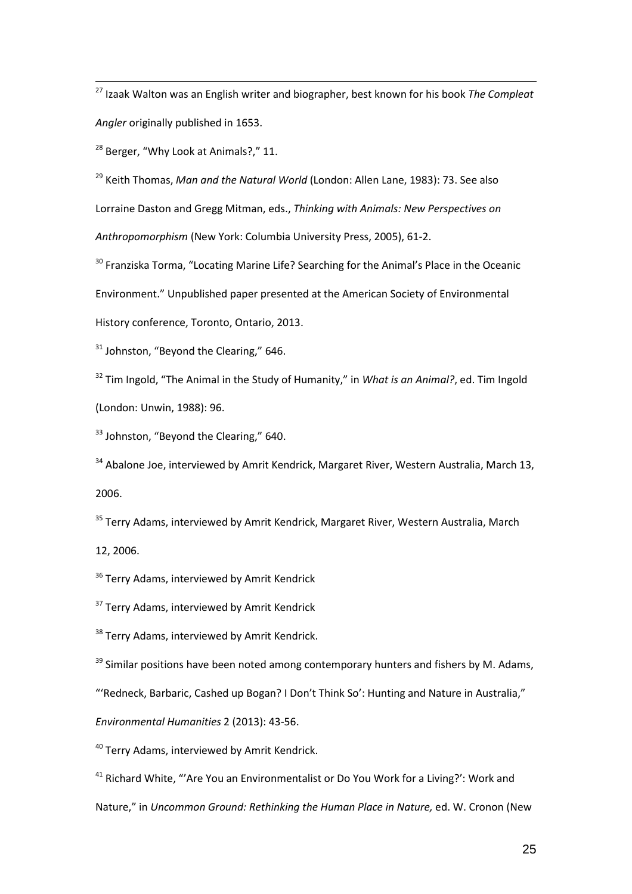[27] Izaak Walton was an English writer and biographer, best known for his book *The Compleat Angler* originally published in 1653.

[28] Berger, "Why Look at Animals?," 11.

[29] Keith Thomas, *Man and the Natural World* (London: Allen Lane, 1983): 73. See also Lorraine Daston and Gregg Mitman, eds., *Thinking with Animals: New Perspectives on Anthropomorphism* (New York: Columbia University Press, 2005), 61-2.

[30] Franziska Torma, "Locating Marine Life? Searching for the Animal's Place in the Oceanic Environment." Unpublished paper presented at the American Society of Environmental History conference, Toronto, Ontario, 2013.

[31] Johnston, "Beyond the Clearing," 646.

[32] Tim Ingold, "The Animal in the Study of Humanity," in *What is an Animal?*, ed. Tim Ingold (London: Unwin, 1988): 96.

[33] Johnston, "Beyond the Clearing," 640.

[34] Abalone Joe, interviewed by Amrit Kendrick, Margaret River, Western Australia, March 13, 2006.

[35] Terry Adams, interviewed by Amrit Kendrick, Margaret River, Western Australia, March 12, 2006.

[36] Terry Adams, interviewed by Amrit Kendrick

[37] Terry Adams, interviewed by Amrit Kendrick

[38] Terry Adams, interviewed by Amrit Kendrick.

[39] Similar positions have been noted among contemporary hunters and fishers by M. Adams, "'Redneck, Barbaric, Cashed up Bogan? I Don't Think So': Hunting and Nature in Australia," *Environmental Humanities* 2 (2013): 43-56.

[40] Terry Adams, interviewed by Amrit Kendrick.

[41] Richard White, "'Are You an Environmentalist or Do You Work for a Living?': Work and Nature," in *Uncommon Ground: Rethinking the Human Place in Nature,* ed. W. Cronon (New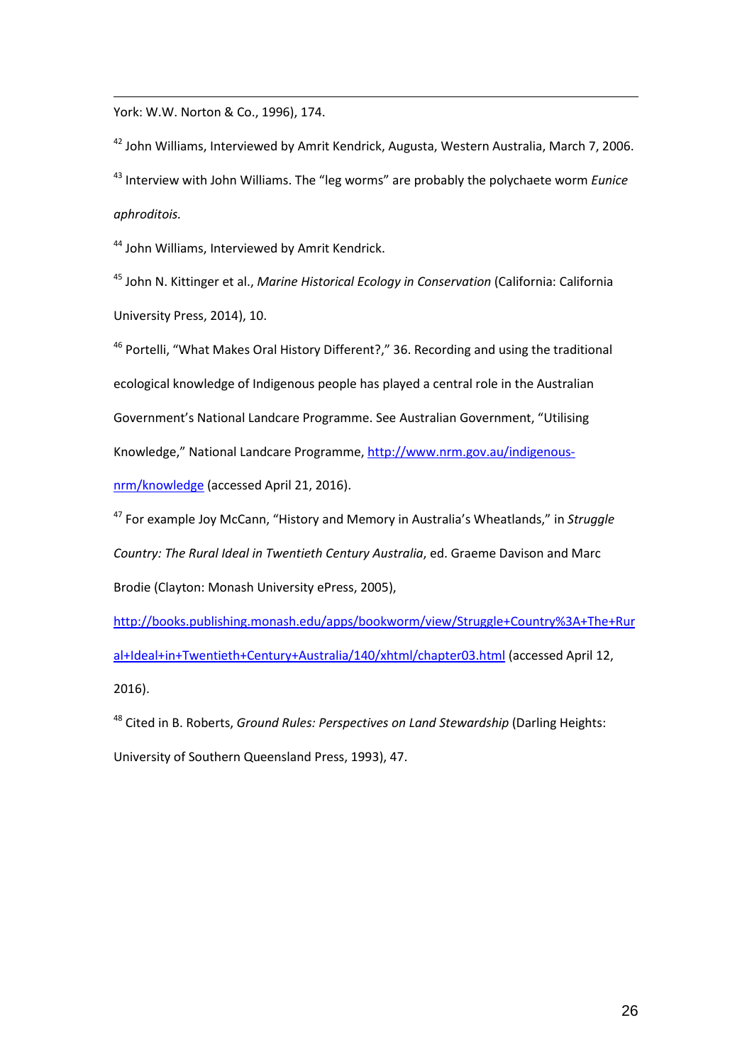York: W.W. Norton & Co., 1996), 174.

[42] John Williams, Interviewed by Amrit Kendrick, Augusta, Western Australia, March 7, 2006.

[43] Interview with John Williams. The "leg worms" are probably the polychaete worm *Eunice aphroditois.*

[44] John Williams, Interviewed by Amrit Kendrick.

[45] John N. Kittinger et al., *Marine Historical Ecology in Conservation* (California: California University Press, 2014), 10.

[46] Portelli, "What Makes Oral History Different?," 36. Recording and using the traditional ecological knowledge of Indigenous people has played a central role in the Australian Government's National Landcare Programme. See Australian Government, "Utilising Knowledge," National Landcare Programme, http://www.nrm.gov.au/indigenous-nrm/knowledge (accessed April 21, 2016).

[47] For example Joy McCann, "History and Memory in Australia's Wheatlands," in *Struggle Country: The Rural Ideal in Twentieth Century Australia*, ed. Graeme Davison and Marc Brodie (Clayton: Monash University ePress, 2005), http://books.publishing.monash.edu/apps/bookworm/view/Struggle+Country%3A+The+Rural+Ideal+in+Twentieth+Century+Australia/140/xhtml/chapter03.html (accessed April 12, 2016).

[48] Cited in B. Roberts, *Ground Rules: Perspectives on Land Stewardship* (Darling Heights: University of Southern Queensland Press, 1993), 47.